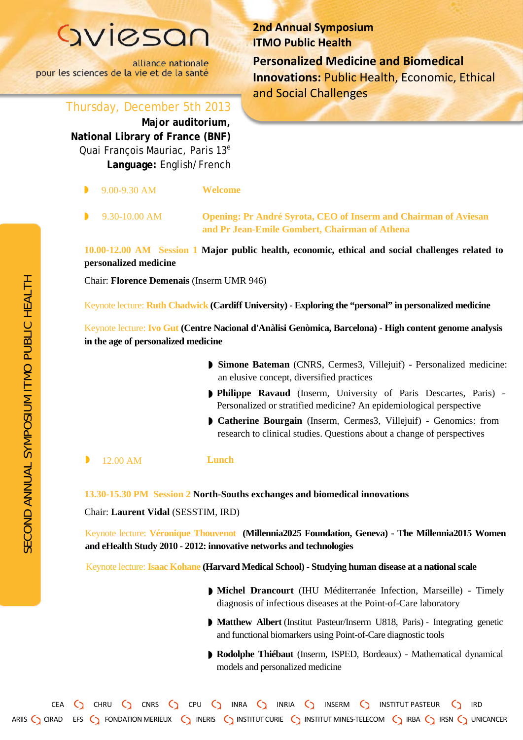aviesan

alliance nationale
pour les sciences de la vie et de la santé

# 2nd Annual Symposium ITMO Public Health

## Personalized Medicine and Biomedical Innovations: Public Health, Economic, Ethical and Social Challenges

Thursday, December 5th 2013
**Major auditorium,**
**National Library of France (BNF)**
Quai François Mauriac, Paris 13e
**Language:** English/French

SECOND ANNUAL SYMPOSIUM ITMO PUBLIC HEALTH

- 9.00-9.30 AM — **Welcome**

- 9.30-10.00 AM — **Opening: Pr André Syrota, CEO of Inserm and Chairman of Aviesan and Pr Jean-Emile Gombert, Chairman of Athena**

**10.00-12.00 AM Session 1 Major public health, economic, ethical and social challenges related to personalized medicine**

Chair: **Florence Demenais** (Inserm UMR 946)

Keynote lecture: **Ruth Chadwick (Cardiff University) - Exploring the "personal" in personalized medicine**

Keynote lecture: **Ivo Gut (Centre Nacional d'Anàlisi Genòmica, Barcelona) - High content genome analysis in the age of personalized medicine**

- **Simone Bateman** (CNRS, Cermes3, Villejuif) - Personalized medicine: an elusive concept, diversified practices
- **Philippe Ravaud** (Inserm, University of Paris Descartes, Paris) - Personalized or stratified medicine? An epidemiological perspective
- **Catherine Bourgain** (Inserm, Cermes3, Villejuif) - Genomics: from research to clinical studies. Questions about a change of perspectives

- 12.00 AM — **Lunch**

**13.30-15.30 PM Session 2 North-Souths exchanges and biomedical innovations**

Chair: **Laurent Vidal** (SESSTIM, IRD)

Keynote lecture: **Véronique Thouvenot (Millennia2025 Foundation, Geneva) - The Millennia2015 Women and eHealth Study 2010 - 2012: innovative networks and technologies**

Keynote lecture: **Isaac Kohane (Harvard Medical School) - Studying human disease at a national scale**

- **Michel Drancourt** (IHU Méditerranée Infection, Marseille) - Timely diagnosis of infectious diseases at the Point-of-Care laboratory
- **Matthew Albert** (Institut Pasteur/Inserm U818, Paris) - Integrating genetic and functional biomarkers using Point-of-Care diagnostic tools
- **Rodolphe Thiébaut** (Inserm, ISPED, Bordeaux) - Mathematical dynamical models and personalized medicine

CEA · CHRU · CNRS · CPU · INRA · INRIA · INSERM · INSTITUT PASTEUR · IRD
ARIIS · CIRAD · EFS · FONDATION MERIEUX · INERIS · INSTITUT CURIE · INSTITUT MINES-TELECOM · IRBA · IRSN · UNICANCER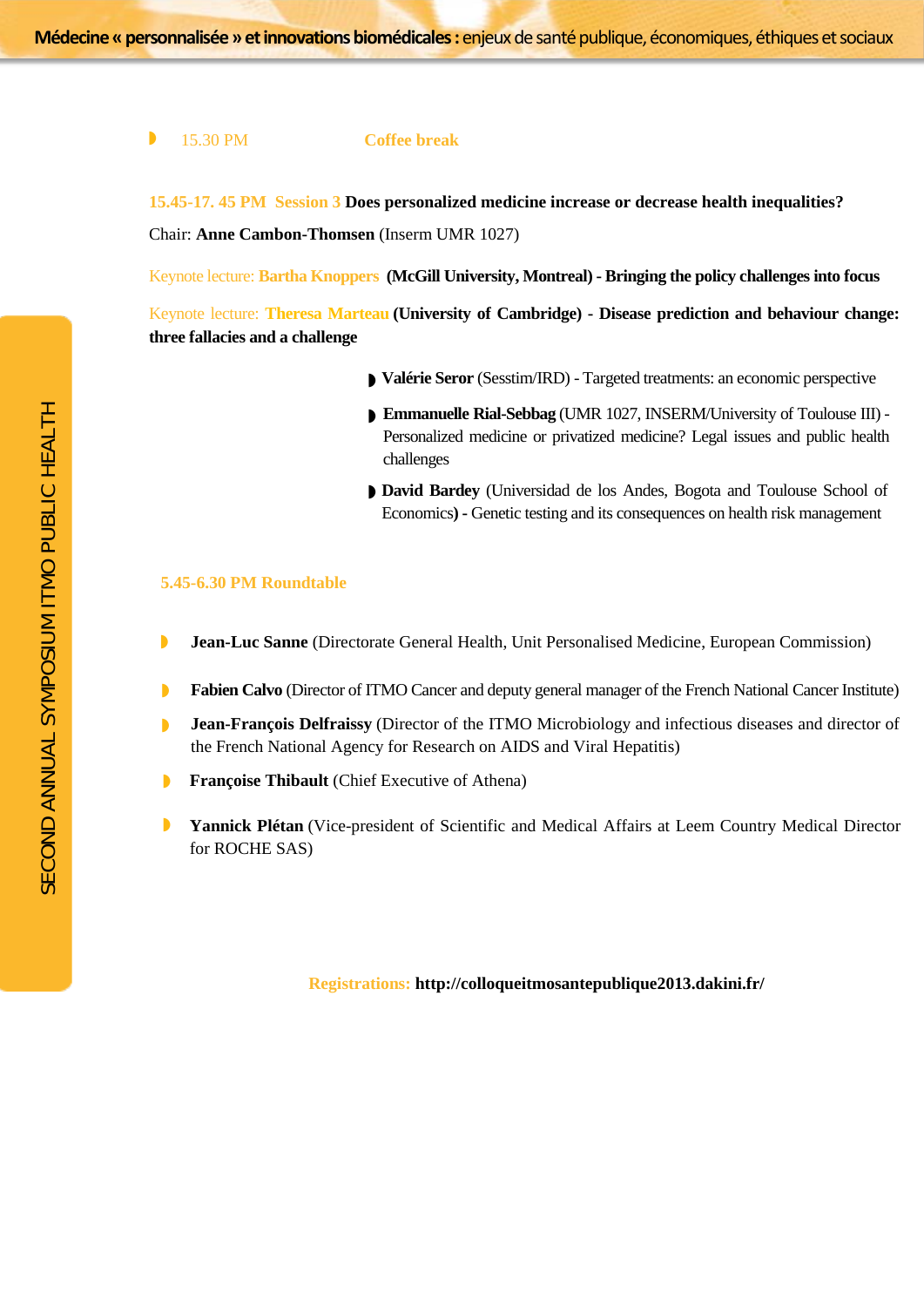- 15.30 PM **Coffee break**

**15.45-17. 45 PM Session 3 Does personalized medicine increase or decrease health inequalities?**

Chair: **Anne Cambon-Thomsen** (Inserm UMR 1027)

Keynote lecture: **Bartha Knoppers** **(McGill University, Montreal) - Bringing the policy challenges into focus**

Keynote lecture: **Theresa Marteau** **(University of Cambridge) - Disease prediction and behaviour change: three fallacies and a challenge**

- **Valérie Seror** (Sesstim/IRD) - Targeted treatments: an economic perspective
- **Emmanuelle Rial-Sebbag** (UMR 1027, INSERM/University of Toulouse III) - Personalized medicine or privatized medicine? Legal issues and public health challenges
- **David Bardey** (Universidad de los Andes, Bogota and Toulouse School of Economics**)** - Genetic testing and its consequences on health risk management

**5.45-6.30 PM Roundtable**

- **Jean-Luc Sanne** (Directorate General Health, Unit Personalised Medicine, European Commission)
- **Fabien Calvo** (Director of ITMO Cancer and deputy general manager of the French National Cancer Institute)
- **Jean-François Delfraissy** (Director of the ITMO Microbiology and infectious diseases and director of the French National Agency for Research on AIDS and Viral Hepatitis)
- **Françoise Thibault** (Chief Executive of Athena)
- **Yannick Plétan** (Vice-president of Scientific and Medical Affairs at Leem Country Medical Director for ROCHE SAS)

Registrations: **http://colloqueitmosantepublique2013.dakini.fr/**